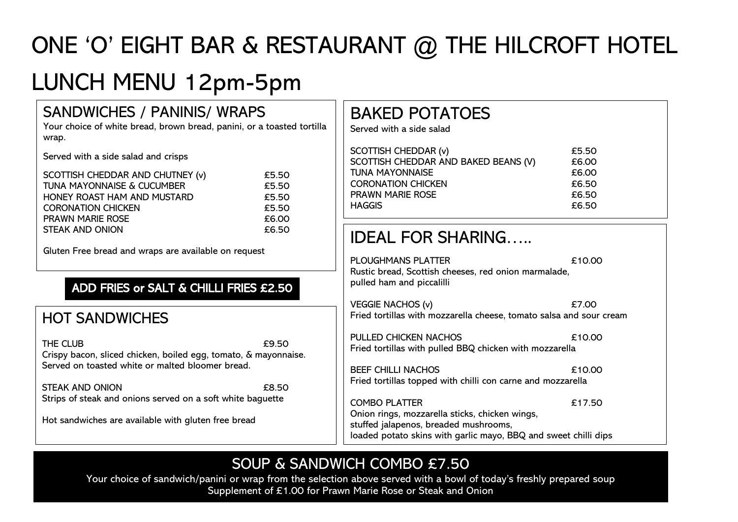# ONE 'O' EIGHT BAR & RESTAURANT @ THE HILCROFT HOTEL

# LUNCH MENU 12pm-5pm

## SANDWICHES / PANINIS/ WRAPS

Your choice of white bread, brown bread, panini, or a toasted tortilla wrap.

Served with a side salad and crisps

| | |
|---|---|
| SCOTTISH CHEDDAR AND CHUTNEY (v) | £5.50 |
| TUNA MAYONNAISE & CUCUMBER | £5.50 |
| HONEY ROAST HAM AND MUSTARD | £5.50 |
| CORONATION CHICKEN | £5.50 |
| PRAWN MARIE ROSE | £6.00 |
| STEAK AND ONION | £6.50 |

Gluten Free bread and wraps are available on request

**ADD FRIES or SALT & CHILLI FRIES £2.50**

## HOT SANDWICHES

THE CLUB £9.50
Crispy bacon, sliced chicken, boiled egg, tomato, & mayonnaise. Served on toasted white or malted bloomer bread.

STEAK AND ONION £8.50
Strips of steak and onions served on a soft white baguette

Hot sandwiches are available with gluten free bread

## BAKED POTATOES

Served with a side salad

| | |
|---|---|
| SCOTTISH CHEDDAR (v) | £5.50 |
| SCOTTISH CHEDDAR AND BAKED BEANS (V) | £6.00 |
| TUNA MAYONNAISE | £6.00 |
| CORONATION CHICKEN | £6.50 |
| PRAWN MARIE ROSE | £6.50 |
| HAGGIS | £6.50 |

## IDEAL FOR SHARING…..

PLOUGHMANS PLATTER £10.00
Rustic bread, Scottish cheeses, red onion marmalade, pulled ham and piccalilli

VEGGIE NACHOS (v) £7.00
Fried tortillas with mozzarella cheese, tomato salsa and sour cream

PULLED CHICKEN NACHOS £10.00
Fried tortillas with pulled BBQ chicken with mozzarella

BEEF CHILLI NACHOS £10.00
Fried tortillas topped with chilli con carne and mozzarella

COMBO PLATTER £17.50
Onion rings, mozzarella sticks, chicken wings, stuffed jalapenos, breaded mushrooms, loaded potato skins with garlic mayo, BBQ and sweet chilli dips

## SOUP & SANDWICH COMBO £7.50

Your choice of sandwich/panini or wrap from the selection above served with a bowl of today's freshly prepared soup
Supplement of £1.00 for Prawn Marie Rose or Steak and Onion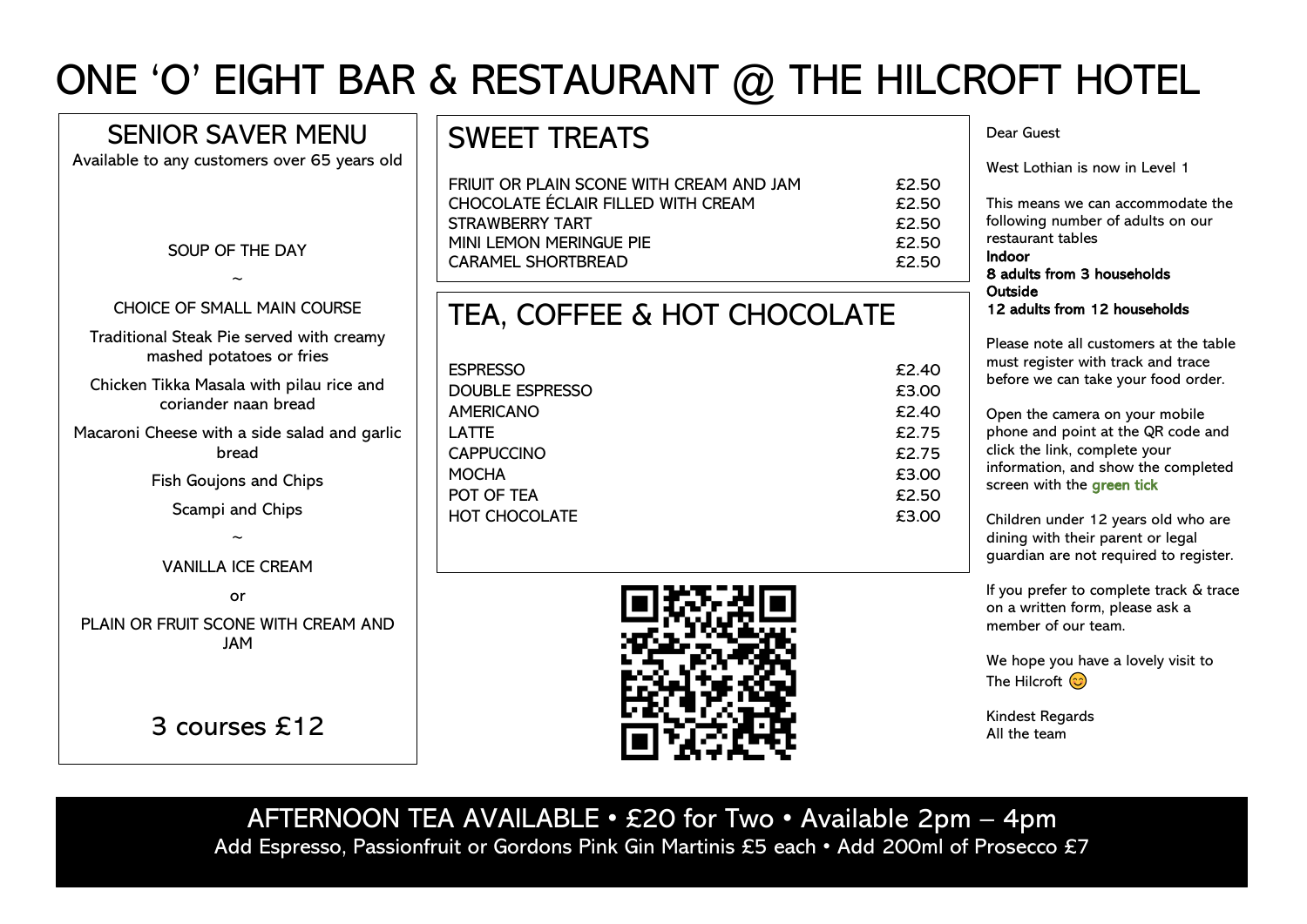# ONE ‘O’ EIGHT BAR & RESTAURANT @ THE HILCROFT HOTEL

## SENIOR SAVER MENU

Available to any customers over 65 years old

SOUP OF THE DAY

~

CHOICE OF SMALL MAIN COURSE

Traditional Steak Pie served with creamy mashed potatoes or fries

Chicken Tikka Masala with pilau rice and coriander naan bread

Macaroni Cheese with a side salad and garlic bread

Fish Goujons and Chips

Scampi and Chips

~

VANILLA ICE CREAM

or

PLAIN OR FRUIT SCONE WITH CREAM AND JAM

3 courses £12

## SWEET TREATS

| | |
|---|---|
| FRIUIT OR PLAIN SCONE WITH CREAM AND JAM | £2.50 |
| CHOCOLATE ÉCLAIR FILLED WITH CREAM | £2.50 |
| STRAWBERRY TART | £2.50 |
| MINI LEMON MERINGUE PIE | £2.50 |
| CARAMEL SHORTBREAD | £2.50 |

## TEA, COFFEE & HOT CHOCOLATE

| | |
|---|---|
| ESPRESSO | £2.40 |
| DOUBLE ESPRESSO | £3.00 |
| AMERICANO | £2.40 |
| LATTE | £2.75 |
| CAPPUCCINO | £2.75 |
| MOCHA | £3.00 |
| POT OF TEA | £2.50 |
| HOT CHOCOLATE | £3.00 |

Dear Guest

West Lothian is now in Level 1

This means we can accommodate the following number of adults on our restaurant tables

**Indoor**
**8 adults from 3 households**
**Outside**
**12 adults from 12 households**

Please note all customers at the table must register with track and trace before we can take your food order.

Open the camera on your mobile phone and point at the QR code and click the link, complete your information, and show the completed screen with the **green tick**

Children under 12 years old who are dining with their parent or legal guardian are not required to register.

If you prefer to complete track & trace on a written form, please ask a member of our team.

We hope you have a lovely visit to The Hilcroft 😊

Kindest Regards
All the team

**AFTERNOON TEA AVAILABLE • £20 for Two • Available 2pm – 4pm**

Add Espresso, Passionfruit or Gordons Pink Gin Martinis £5 each • Add 200ml of Prosecco £7